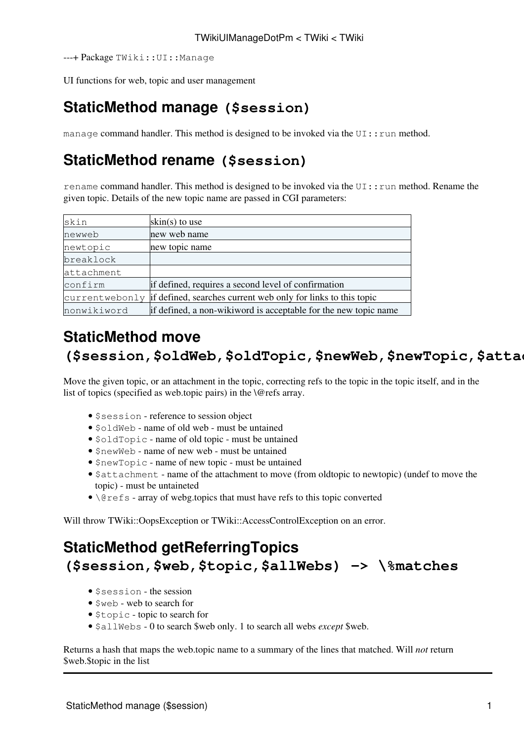---+ Package `TWiki::UI::Manage`

UI functions for web, topic and user management

## StaticMethod manage `($session)`

`manage` command handler. This method is designed to be invoked via the `UI::run` method.

## StaticMethod rename `($session)`

`rename` command handler. This method is designed to be invoked via the `UI::run` method. Rename the given topic. Details of the new topic name are passed in CGI parameters:

| | |
|---|---|
| `skin` | skin(s) to use |
| `newweb` | new web name |
| `newtopic` | new topic name |
| `breaklock` | |
| `attachment` | |
| `confirm` | if defined, requires a second level of confirmation |
| `currentwebonly` | if defined, searches current web only for links to this topic |
| `nonwikiword` | if defined, a non-wikiword is acceptable for the new topic name |

## StaticMethod move `($session,$oldWeb,$oldTopic,$newWeb,$newTopic,$attac`

Move the given topic, or an attachment in the topic, correcting refs to the topic in the topic itself, and in the list of topics (specified as web.topic pairs) in the \@refs array.

- `$session` - reference to session object
- `$oldWeb` - name of old web - must be untained
- `$oldTopic` - name of old topic - must be untained
- `$newWeb` - name of new web - must be untained
- `$newTopic` - name of new topic - must be untained
- `$attachment` - name of the attachment to move (from oldtopic to newtopic) (undef to move the topic) - must be untaineted
- `\@refs` - array of webg.topics that must have refs to this topic converted

Will throw TWiki::OopsException or TWiki::AccessControlException on an error.

## StaticMethod getReferringTopics `($session,$web,$topic,$allWebs) -> \%matches`

- `$session` - the session
- `$web` - web to search for
- `$topic` - topic to search for
- `$allWebs` - 0 to search $web only. 1 to search all webs *except* $web.

Returns a hash that maps the web.topic name to a summary of the lines that matched. Will *not* return $web.$topic in the list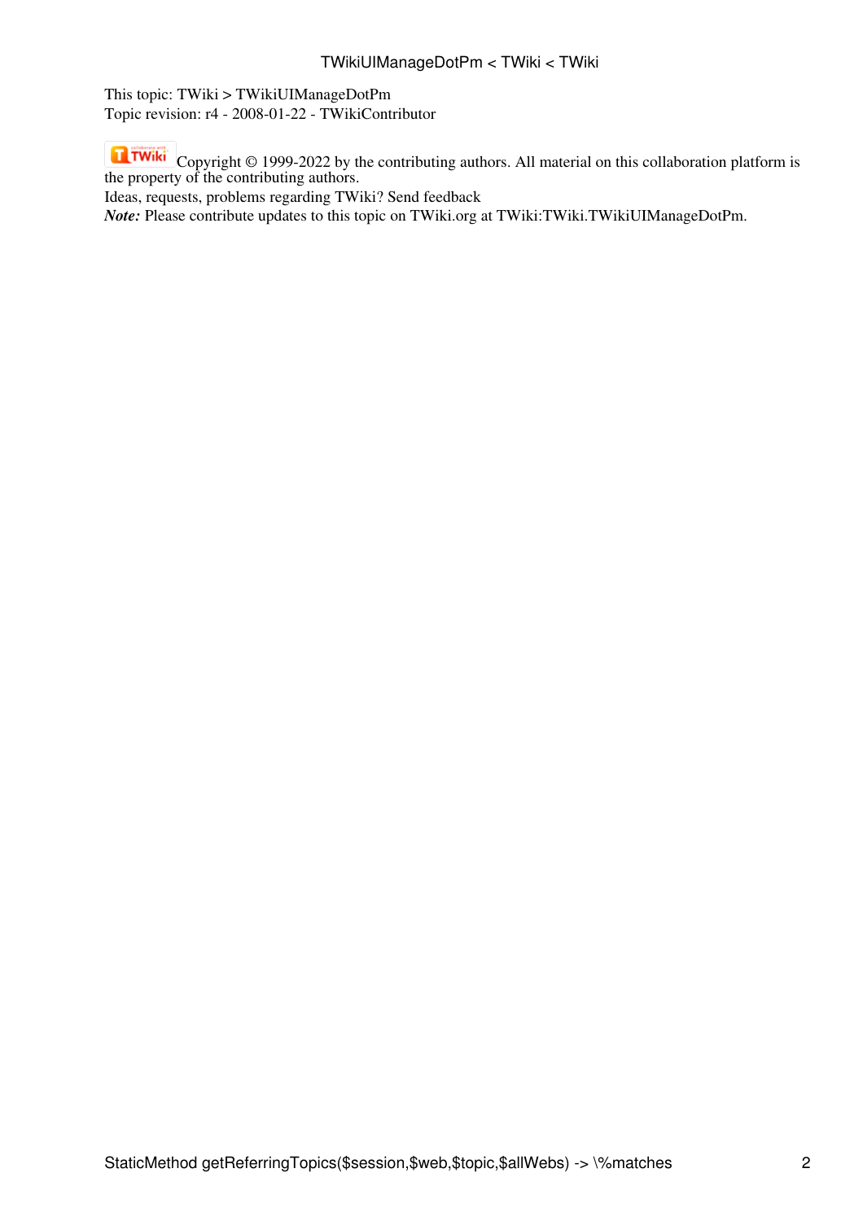This topic: TWiki > TWikiUIManageDotPm
Topic revision: r4 - 2008-01-22 - TWikiContributor

Copyright © 1999-2022 by the contributing authors. All material on this collaboration platform is the property of the contributing authors.
Ideas, requests, problems regarding TWiki? Send feedback
***Note:*** Please contribute updates to this topic on TWiki.org at TWiki:TWiki.TWikiUIManageDotPm.